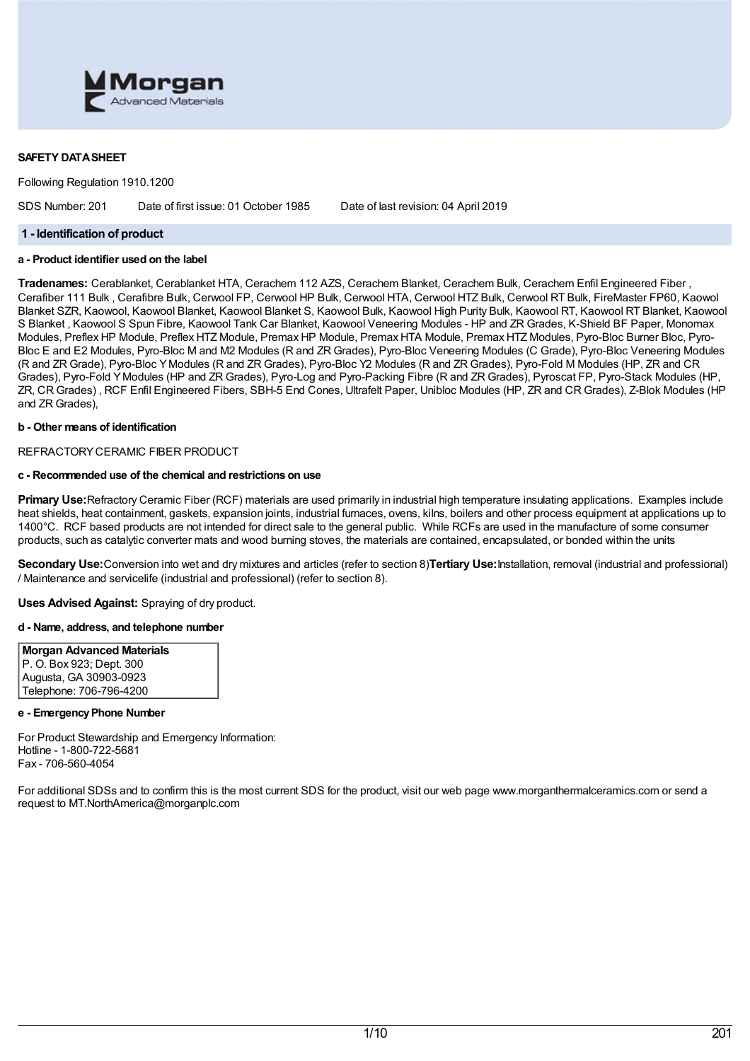**SAFETY DATA SHEET**

Following Regulation 1910.1200

SDS Number: 201    Date of first issue: 01 October 1985    Date of last revision: 04 April 2019

## 1 - Identification of product

### a - Product identifier used on the label

**Tradenames:** Cerablanket, Cerablanket HTA, Cerachem 112 AZS, Cerachem Blanket, Cerachem Bulk, Cerachem Enfil Engineered Fiber , Cerafiber 111 Bulk , Cerafibre Bulk, Cerwool FP, Cerwool HP Bulk, Cerwool HTA, Cerwool HTZ Bulk, Cerwool RT Bulk, FireMaster FP60, Kaowol Blanket SZR, Kaowool, Kaowool Blanket, Kaowool Blanket S, Kaowool Bulk, Kaowool High Purity Bulk, Kaowool RT, Kaowool RT Blanket, Kaowool S Blanket , Kaowool S Spun Fibre, Kaowool Tank Car Blanket, Kaowool Veneering Modules - HP and ZR Grades, K-Shield BF Paper, Monomax Modules, Preflex HP Module, Preflex HTZ Module, Premax HP Module, Premax HTA Module, Premax HTZ Modules, Pyro-Bloc Burner Bloc, Pyro-Bloc E and E2 Modules, Pyro-Bloc M and M2 Modules (R and ZR Grades), Pyro-Bloc Veneering Modules (C Grade), Pyro-Bloc Veneering Modules (R and ZR Grade), Pyro-Bloc Y Modules (R and ZR Grades), Pyro-Bloc Y2 Modules (R and ZR Grades), Pyro-Fold M Modules (HP, ZR and CR Grades), Pyro-Fold Y Modules (HP and ZR Grades), Pyro-Log and Pyro-Packing Fibre (R and ZR Grades), Pyroscat FP, Pyro-Stack Modules (HP, ZR, CR Grades) , RCF Enfil Engineered Fibers, SBH-5 End Cones, Ultrafelt Paper, Unibloc Modules (HP, ZR and CR Grades), Z-Blok Modules (HP and ZR Grades),

### b - Other means of identification

REFRACTORY CERAMIC FIBER PRODUCT

### c - Recommended use of the chemical and restrictions on use

**Primary Use:** Refractory Ceramic Fiber (RCF) materials are used primarily in industrial high temperature insulating applications. Examples include heat shields, heat containment, gaskets, expansion joints, industrial furnaces, ovens, kilns, boilers and other process equipment at applications up to 1400°C. RCF based products are not intended for direct sale to the general public. While RCFs are used in the manufacture of some consumer products, such as catalytic converter mats and wood burning stoves, the materials are contained, encapsulated, or bonded within the units

**Secondary Use:** Conversion into wet and dry mixtures and articles (refer to section 8) **Tertiary Use:** Installation, removal (industrial and professional) / Maintenance and servicelife (industrial and professional) (refer to section 8).

**Uses Advised Against:** Spraying of dry product.

### d - Name, address, and telephone number

| **Morgan Advanced Materials** |
|---|
| P. O. Box 923; Dept. 300 |
| Augusta, GA 30903-0923 |
| Telephone: 706-796-4200 |

### e - Emergency Phone Number

For Product Stewardship and Emergency Information:
Hotline - 1-800-722-5681
Fax - 706-560-4054

For additional SDSs and to confirm this is the most current SDS for the product, visit our web page www.morganthermalceramics.com or send a request to MT.NorthAmerica@morganplc.com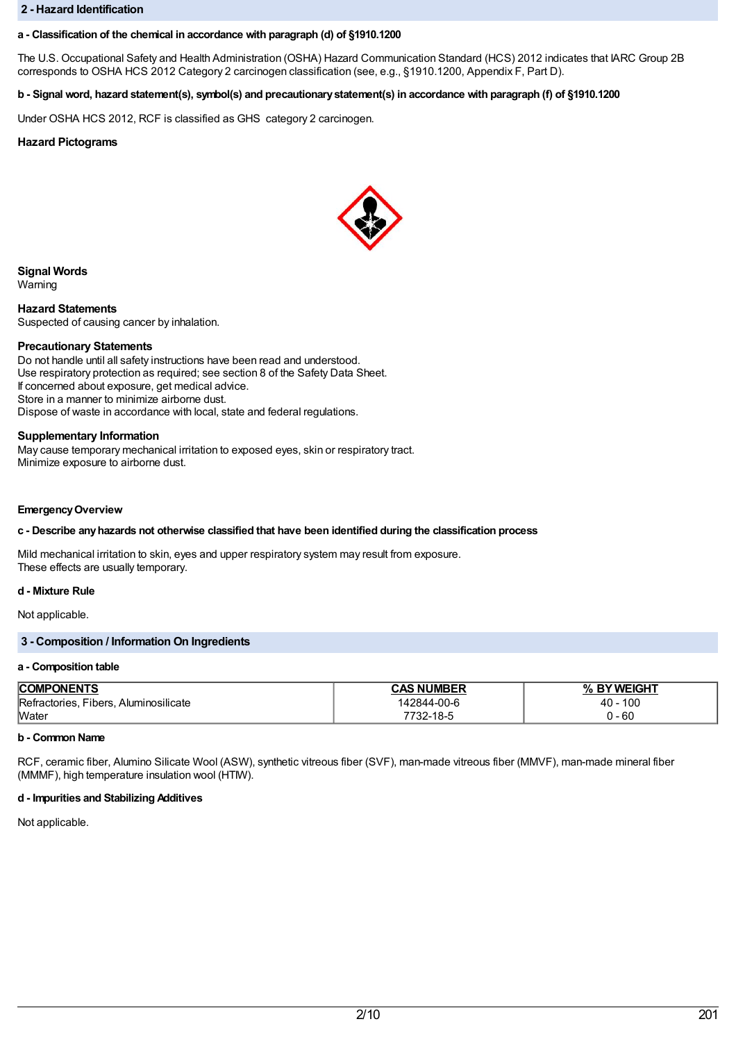## 2 - Hazard Identification

**a - Classification of the chemical in accordance with paragraph (d) of §1910.1200**

The U.S. Occupational Safety and Health Administration (OSHA) Hazard Communication Standard (HCS) 2012 indicates that IARC Group 2B corresponds to OSHA HCS 2012 Category 2 carcinogen classification (see, e.g., §1910.1200, Appendix F, Part D).

**b - Signal word, hazard statement(s), symbol(s) and precautionary statement(s) in accordance with paragraph (f) of §1910.1200**

Under OSHA HCS 2012, RCF is classified as GHS category 2 carcinogen.

**Hazard Pictograms**

**Signal Words**
Warning

**Hazard Statements**
Suspected of causing cancer by inhalation.

**Precautionary Statements**
Do not handle until all safety instructions have been read and understood.
Use respiratory protection as required; see section 8 of the Safety Data Sheet.
If concerned about exposure, get medical advice.
Store in a manner to minimize airborne dust.
Dispose of waste in accordance with local, state and federal regulations.

**Supplementary Information**
May cause temporary mechanical irritation to exposed eyes, skin or respiratory tract.
Minimize exposure to airborne dust.

**Emergency Overview**

**c - Describe any hazards not otherwise classified that have been identified during the classification process**

Mild mechanical irritation to skin, eyes and upper respiratory system may result from exposure.
These effects are usually temporary.

**d - Mixture Rule**

Not applicable.

## 3 - Composition / Information On Ingredients

**a - Composition table**

| COMPONENTS | CAS NUMBER | % BY WEIGHT |
|---|---|---|
| Refractories, Fibers, Aluminosilicate | 142844-00-6 | 40 - 100 |
| Water | 7732-18-5 | 0 - 60 |

**b - Common Name**

RCF, ceramic fiber, Alumino Silicate Wool (ASW), synthetic vitreous fiber (SVF), man-made vitreous fiber (MMVF), man-made mineral fiber (MMMF), high temperature insulation wool (HTIW).

**d - Impurities and Stabilizing Additives**

Not applicable.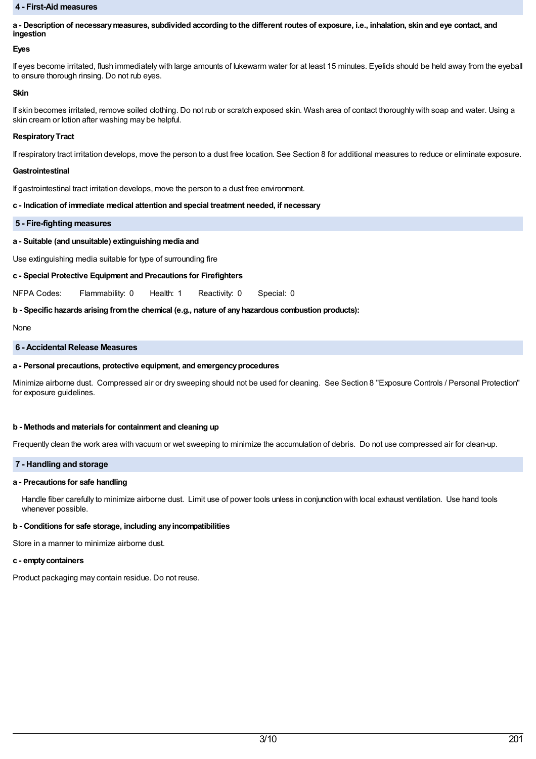## 4 - First-Aid measures

**a - Description of necessary measures, subdivided according to the different routes of exposure, i.e., inhalation, skin and eye contact, and ingestion**

**Eyes**

If eyes become irritated, flush immediately with large amounts of lukewarm water for at least 15 minutes. Eyelids should be held away from the eyeball to ensure thorough rinsing. Do not rub eyes.

**Skin**

If skin becomes irritated, remove soiled clothing. Do not rub or scratch exposed skin. Wash area of contact thoroughly with soap and water. Using a skin cream or lotion after washing may be helpful.

**Respiratory Tract**

If respiratory tract irritation develops, move the person to a dust free location. See Section 8 for additional measures to reduce or eliminate exposure.

**Gastrointestinal**

If gastrointestinal tract irritation develops, move the person to a dust free environment.

**c - Indication of immediate medical attention and special treatment needed, if necessary**

## 5 - Fire-fighting measures

**a - Suitable (and unsuitable) extinguishing media and**

Use extinguishing media suitable for type of surrounding fire

**c - Special Protective Equipment and Precautions for Firefighters**

NFPA Codes: Flammability: 0 Health: 1 Reactivity: 0 Special: 0

**b - Specific hazards arising from the chemical (e.g., nature of any hazardous combustion products):**

None

## 6 - Accidental Release Measures

**a - Personal precautions, protective equipment, and emergency procedures**

Minimize airborne dust. Compressed air or dry sweeping should not be used for cleaning. See Section 8 "Exposure Controls / Personal Protection" for exposure guidelines.

**b - Methods and materials for containment and cleaning up**

Frequently clean the work area with vacuum or wet sweeping to minimize the accumulation of debris. Do not use compressed air for clean-up.

## 7 - Handling and storage

**a - Precautions for safe handling**

Handle fiber carefully to minimize airborne dust. Limit use of power tools unless in conjunction with local exhaust ventilation. Use hand tools whenever possible.

**b - Conditions for safe storage, including any incompatibilities**

Store in a manner to minimize airborne dust.

**c - empty containers**

Product packaging may contain residue. Do not reuse.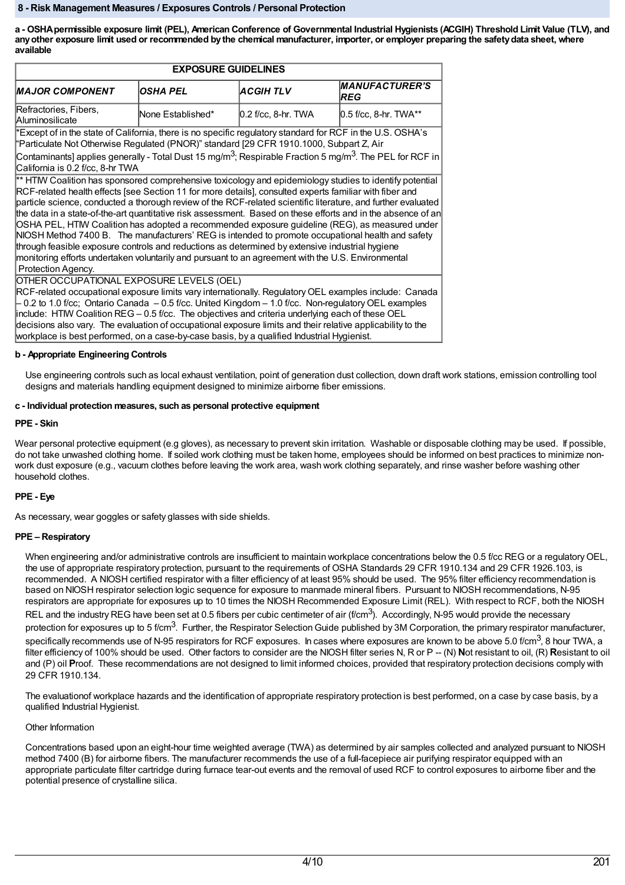## 8 - Risk Management Measures / Exposures Controls / Personal Protection

**a - OSHA permissible exposure limit (PEL), American Conference of Governmental Industrial Hygienists (ACGIH) Threshold Limit Value (TLV), and any other exposure limit used or recommended by the chemical manufacturer, importer, or employer preparing the safety data sheet, where available**

| EXPOSURE GUIDELINES | | | |
|---|---|---|---|
| ***MAJOR COMPONENT*** | ***OSHA PEL*** | ***ACGIH TLV*** | ***MANUFACTURER'S REG*** |
| Refractories, Fibers, Aluminosilicate | None Established* | 0.2 f/cc, 8-hr. TWA | 0.5 f/cc, 8-hr. TWA** |
| *Except of in the state of California, there is no specific regulatory standard for RCF in the U.S. OSHA's "Particulate Not Otherwise Regulated (PNOR)" standard [29 CFR 1910.1000, Subpart Z, Air Contaminants] applies generally - Total Dust 15 mg/m$^3$; Respirable Fraction 5 mg/m$^3$. The PEL for RCF in California is 0.2 f/cc, 8-hr TWA | | | |
| ** HTIW Coalition has sponsored comprehensive toxicology and epidemiology studies to identify potential RCF-related health effects [see Section 11 for more details], consulted experts familiar with fiber and particle science, conducted a thorough review of the RCF-related scientific literature, and further evaluated the data in a state-of-the-art quantitative risk assessment. Based on these efforts and in the absence of an OSHA PEL, HTIW Coalition has adopted a recommended exposure guideline (REG), as measured under NIOSH Method 7400 B. The manufacturers' REG is intended to promote occupational health and safety through feasible exposure controls and reductions as determined by extensive industrial hygiene monitoring efforts undertaken voluntarily and pursuant to an agreement with the U.S. Environmental Protection Agency. | | | |
| OTHER OCCUPATIONAL EXPOSURE LEVELS (OEL) RCF-related occupational exposure limits vary internationally. Regulatory OEL examples include: Canada – 0.2 to 1.0 f/cc; Ontario Canada – 0.5 f/cc. United Kingdom – 1.0 f/cc. Non-regulatory OEL examples include: HTIW Coalition REG – 0.5 f/cc. The objectives and criteria underlying each of these OEL decisions also vary. The evaluation of occupational exposure limits and their relative applicability to the workplace is best performed, on a case-by-case basis, by a qualified Industrial Hygienist. | | | |

**b - Appropriate Engineering Controls**

Use engineering controls such as local exhaust ventilation, point of generation dust collection, down draft work stations, emission controlling tool designs and materials handling equipment designed to minimize airborne fiber emissions.

**c - Individual protection measures, such as personal protective equipment**

**PPE - Skin**

Wear personal protective equipment (e.g gloves), as necessary to prevent skin irritation. Washable or disposable clothing may be used. If possible, do not take unwashed clothing home. If soiled work clothing must be taken home, employees should be informed on best practices to minimize non-work dust exposure (e.g., vacuum clothes before leaving the work area, wash work clothing separately, and rinse washer before washing other household clothes.

**PPE - Eye**

As necessary, wear goggles or safety glasses with side shields.

**PPE – Respiratory**

When engineering and/or administrative controls are insufficient to maintain workplace concentrations below the 0.5 f/cc REG or a regulatory OEL, the use of appropriate respiratory protection, pursuant to the requirements of OSHA Standards 29 CFR 1910.134 and 29 CFR 1926.103, is recommended. A NIOSH certified respirator with a filter efficiency of at least 95% should be used. The 95% filter efficiency recommendation is based on NIOSH respirator selection logic sequence for exposure to manmade mineral fibers. Pursuant to NIOSH recommendations, N-95 respirators are appropriate for exposures up to 10 times the NIOSH Recommended Exposure Limit (REL). With respect to RCF, both the NIOSH REL and the industry REG have been set at 0.5 fibers per cubic centimeter of air (f/cm$^3$). Accordingly, N-95 would provide the necessary protection for exposures up to 5 f/cm$^3$. Further, the Respirator Selection Guide published by 3M Corporation, the primary respirator manufacturer, specifically recommends use of N-95 respirators for RCF exposures. In cases where exposures are known to be above 5.0 f/cm$^3$, 8 hour TWA, a filter efficiency of 100% should be used. Other factors to consider are the NIOSH filter series N, R or P -- (N) **N**ot resistant to oil, (R) **R**esistant to oil and (P) oil **P**roof. These recommendations are not designed to limit informed choices, provided that respiratory protection decisions comply with 29 CFR 1910.134.

The evaluationof workplace hazards and the identification of appropriate respiratory protection is best performed, on a case by case basis, by a qualified Industrial Hygienist.

Other Information

Concentrations based upon an eight-hour time weighted average (TWA) as determined by air samples collected and analyzed pursuant to NIOSH method 7400 (B) for airborne fibers. The manufacturer recommends the use of a full-facepiece air purifying respirator equipped with an appropriate particulate filter cartridge during furnace tear-out events and the removal of used RCF to control exposures to airborne fiber and the potential presence of crystalline silica.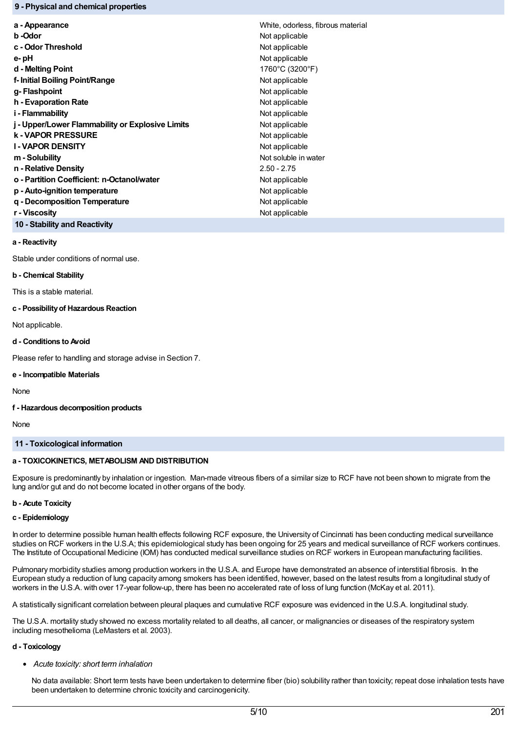## 9 - Physical and chemical properties

| | |
|---|---|
| **a - Appearance** | White, odorless, fibrous material |
| **b -Odor** | Not applicable |
| **c - Odor Threshold** | Not applicable |
| **e- pH** | Not applicable |
| **d - Melting Point** | 1760°C (3200°F) |
| **f- Initial Boiling Point/Range** | Not applicable |
| **g- Flashpoint** | Not applicable |
| **h - Evaporation Rate** | Not applicable |
| **i - Flammability** | Not applicable |
| **j - Upper/Lower Flammability or Explosive Limits** | Not applicable |
| **k - VAPOR PRESSURE** | Not applicable |
| **l - VAPOR DENSITY** | Not applicable |
| **m - Solubility** | Not soluble in water |
| **n - Relative Density** | 2.50 - 2.75 |
| **o - Partition Coefficient: n-Octanol/water** | Not applicable |
| **p - Auto-ignition temperature** | Not applicable |
| **q - Decomposition Temperature** | Not applicable |
| **r - Viscosity** | Not applicable |

## 10 - Stability and Reactivity

**a - Reactivity**

Stable under conditions of normal use.

**b - Chemical Stability**

This is a stable material.

**c - Possibility of Hazardous Reaction**

Not applicable.

**d - Conditions to Avoid**

Please refer to handling and storage advise in Section 7.

**e - Incompatible Materials**

None

**f - Hazardous decomposition products**

None

## 11 - Toxicological information

**a - TOXICOKINETICS, METABOLISM AND DISTRIBUTION**

Exposure is predominantly by inhalation or ingestion. Man-made vitreous fibers of a similar size to RCF have not been shown to migrate from the lung and/or gut and do not become located in other organs of the body.

**b - Acute Toxicity**

**c - Epidemiology**

In order to determine possible human health effects following RCF exposure, the University of Cincinnati has been conducting medical surveillance studies on RCF workers in the U.S.A; this epidemiological study has been ongoing for 25 years and medical surveillance of RCF workers continues. The Institute of Occupational Medicine (IOM) has conducted medical surveillance studies on RCF workers in European manufacturing facilities.

Pulmonary morbidity studies among production workers in the U.S.A. and Europe have demonstrated an absence of interstitial fibrosis. In the European study a reduction of lung capacity among smokers has been identified, however, based on the latest results from a longitudinal study of workers in the U.S.A. with over 17-year follow-up, there has been no accelerated rate of loss of lung function (McKay et al. 2011).

A statistically significant correlation between pleural plaques and cumulative RCF exposure was evidenced in the U.S.A. longitudinal study.

The U.S.A. mortality study showed no excess mortality related to all deaths, all cancer, or malignancies or diseases of the respiratory system including mesothelioma (LeMasters et al. 2003).

**d - Toxicology**

- *Acute toxicity: short term inhalation*

  No data available: Short term tests have been undertaken to determine fiber (bio) solubility rather than toxicity; repeat dose inhalation tests have been undertaken to determine chronic toxicity and carcinogenicity.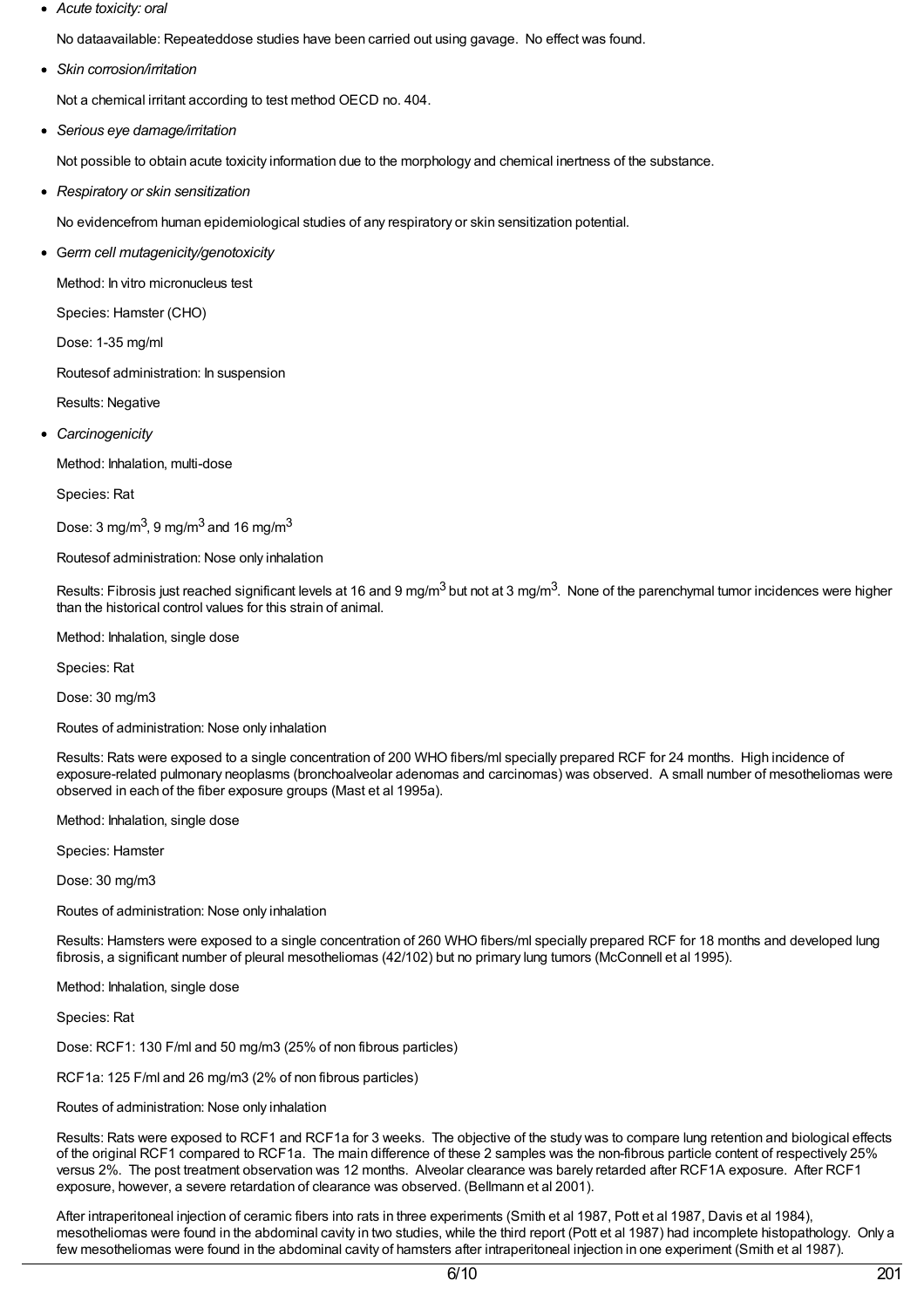- *Acute toxicity: oral*

  No dataavailable: Repeateddose studies have been carried out using gavage. No effect was found.

- *Skin corrosion/irritation*

  Not a chemical irritant according to test method OECD no. 404.

- *Serious eye damage/irritation*

  Not possible to obtain acute toxicity information due to the morphology and chemical inertness of the substance.

- *Respiratory or skin sensitization*

  No evidencefrom human epidemiological studies of any respiratory or skin sensitization potential.

- *Germ cell mutagenicity/genotoxicity*

  Method: In vitro micronucleus test

  Species: Hamster (CHO)

  Dose: 1-35 mg/ml

  Routesof administration: In suspension

  Results: Negative

- *Carcinogenicity*

  Method: Inhalation, multi-dose

  Species: Rat

  Dose: 3 mg/m$^3$, 9 mg/m$^3$ and 16 mg/m$^3$

  Routesof administration: Nose only inhalation

  Results: Fibrosis just reached significant levels at 16 and 9 mg/m$^3$ but not at 3 mg/m$^3$. None of the parenchymal tumor incidences were higher than the historical control values for this strain of animal.

  Method: Inhalation, single dose

  Species: Rat

  Dose: 30 mg/m3

  Routes of administration: Nose only inhalation

  Results: Rats were exposed to a single concentration of 200 WHO fibers/ml specially prepared RCF for 24 months. High incidence of exposure-related pulmonary neoplasms (bronchoalveolar adenomas and carcinomas) was observed. A small number of mesotheliomas were observed in each of the fiber exposure groups (Mast et al 1995a).

  Method: Inhalation, single dose

  Species: Hamster

  Dose: 30 mg/m3

  Routes of administration: Nose only inhalation

  Results: Hamsters were exposed to a single concentration of 260 WHO fibers/ml specially prepared RCF for 18 months and developed lung fibrosis, a significant number of pleural mesotheliomas (42/102) but no primary lung tumors (McConnell et al 1995).

  Method: Inhalation, single dose

  Species: Rat

  Dose: RCF1: 130 F/ml and 50 mg/m3 (25% of non fibrous particles)

  RCF1a: 125 F/ml and 26 mg/m3 (2% of non fibrous particles)

  Routes of administration: Nose only inhalation

  Results: Rats were exposed to RCF1 and RCF1a for 3 weeks. The objective of the study was to compare lung retention and biological effects of the original RCF1 compared to RCF1a. The main difference of these 2 samples was the non-fibrous particle content of respectively 25% versus 2%. The post treatment observation was 12 months. Alveolar clearance was barely retarded after RCF1A exposure. After RCF1 exposure, however, a severe retardation of clearance was observed. (Bellmann et al 2001).

  After intraperitoneal injection of ceramic fibers into rats in three experiments (Smith et al 1987, Pott et al 1987, Davis et al 1984), mesotheliomas were found in the abdominal cavity in two studies, while the third report (Pott et al 1987) had incomplete histopathology. Only a few mesotheliomas were found in the abdominal cavity of hamsters after intraperitoneal injection in one experiment (Smith et al 1987).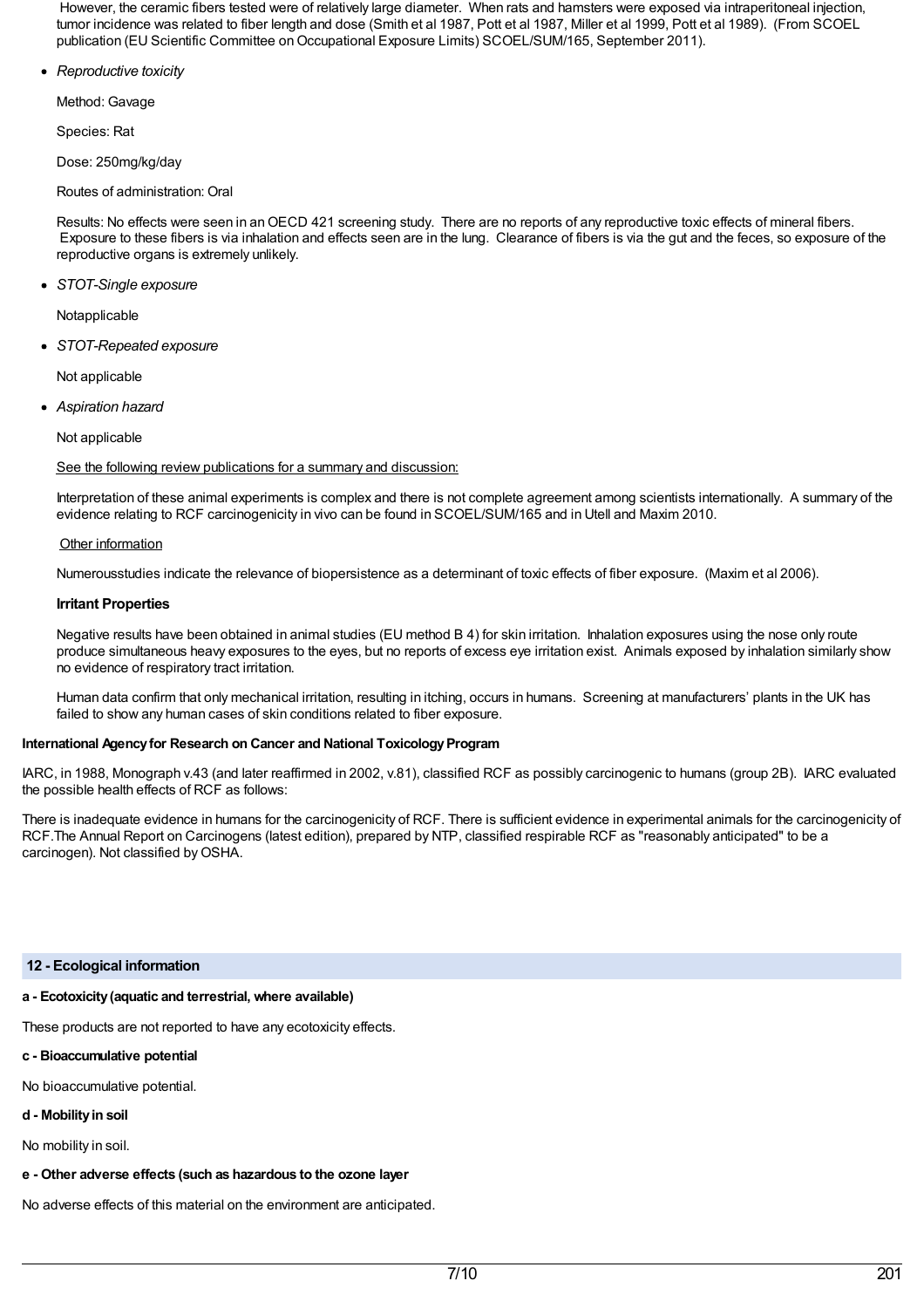However, the ceramic fibers tested were of relatively large diameter. When rats and hamsters were exposed via intraperitoneal injection, tumor incidence was related to fiber length and dose (Smith et al 1987, Pott et al 1987, Miller et al 1999, Pott et al 1989). (From SCOEL publication (EU Scientific Committee on Occupational Exposure Limits) SCOEL/SUM/165, September 2011).

- *Reproductive toxicity*

  Method: Gavage

  Species: Rat

  Dose: 250mg/kg/day

  Routes of administration: Oral

  Results: No effects were seen in an OECD 421 screening study. There are no reports of any reproductive toxic effects of mineral fibers. Exposure to these fibers is via inhalation and effects seen are in the lung. Clearance of fibers is via the gut and the feces, so exposure of the reproductive organs is extremely unlikely.

- *STOT-Single exposure*

  Notapplicable

- *STOT-Repeated exposure*

  Not applicable

- *Aspiration hazard*

  Not applicable

  See the following review publications for a summary and discussion:

  Interpretation of these animal experiments is complex and there is not complete agreement among scientists internationally. A summary of the evidence relating to RCF carcinogenicity in vivo can be found in SCOEL/SUM/165 and in Utell and Maxim 2010.

  Other information

  Numerousstudies indicate the relevance of biopersistence as a determinant of toxic effects of fiber exposure. (Maxim et al 2006).

  **Irritant Properties**

  Negative results have been obtained in animal studies (EU method B 4) for skin irritation. Inhalation exposures using the nose only route produce simultaneous heavy exposures to the eyes, but no reports of excess eye irritation exist. Animals exposed by inhalation similarly show no evidence of respiratory tract irritation.

  Human data confirm that only mechanical irritation, resulting in itching, occurs in humans. Screening at manufacturers' plants in the UK has failed to show any human cases of skin conditions related to fiber exposure.

**International Agency for Research on Cancer and National Toxicology Program**

IARC, in 1988, Monograph v.43 (and later reaffirmed in 2002, v.81), classified RCF as possibly carcinogenic to humans (group 2B). IARC evaluated the possible health effects of RCF as follows:

There is inadequate evidence in humans for the carcinogenicity of RCF. There is sufficient evidence in experimental animals for the carcinogenicity of RCF.The Annual Report on Carcinogens (latest edition), prepared by NTP, classified respirable RCF as "reasonably anticipated" to be a carcinogen). Not classified by OSHA.

## 12 - Ecological information

**a - Ecotoxicity (aquatic and terrestrial, where available)**

These products are not reported to have any ecotoxicity effects.

**c - Bioaccumulative potential**

No bioaccumulative potential.

**d - Mobility in soil**

No mobility in soil.

**e - Other adverse effects (such as hazardous to the ozone layer**

No adverse effects of this material on the environment are anticipated.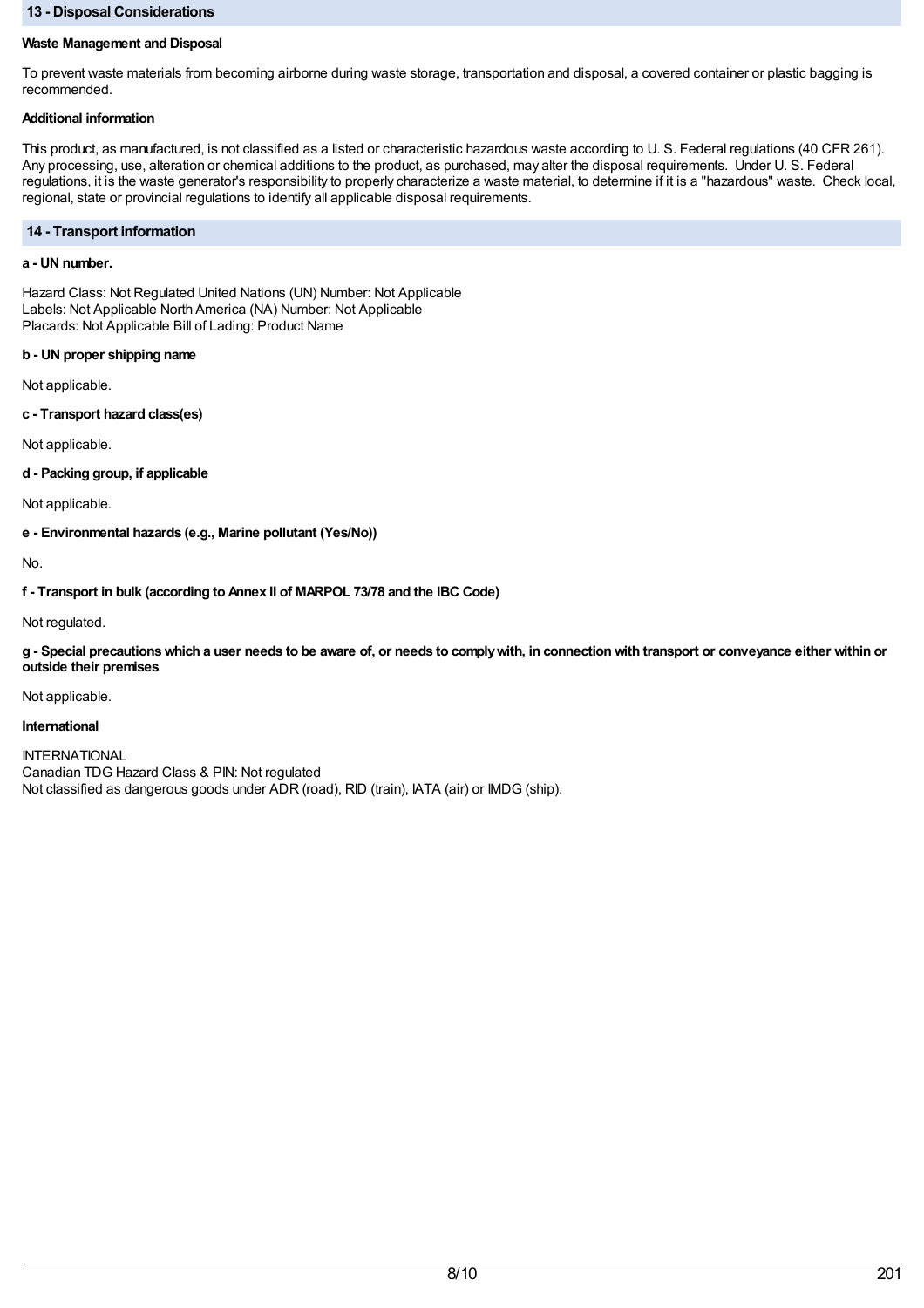## 13 - Disposal Considerations

**Waste Management and Disposal**

To prevent waste materials from becoming airborne during waste storage, transportation and disposal, a covered container or plastic bagging is recommended.

**Additional information**

This product, as manufactured, is not classified as a listed or characteristic hazardous waste according to U. S. Federal regulations (40 CFR 261). Any processing, use, alteration or chemical additions to the product, as purchased, may alter the disposal requirements. Under U. S. Federal regulations, it is the waste generator's responsibility to properly characterize a waste material, to determine if it is a "hazardous" waste. Check local, regional, state or provincial regulations to identify all applicable disposal requirements.

## 14 - Transport information

**a - UN number.**

Hazard Class: Not Regulated United Nations (UN) Number: Not Applicable
Labels: Not Applicable North America (NA) Number: Not Applicable
Placards: Not Applicable Bill of Lading: Product Name

**b - UN proper shipping name**

Not applicable.

**c - Transport hazard class(es)**

Not applicable.

**d - Packing group, if applicable**

Not applicable.

**e - Environmental hazards (e.g., Marine pollutant (Yes/No))**

No.

**f - Transport in bulk (according to Annex II of MARPOL 73/78 and the IBC Code)**

Not regulated.

**g - Special precautions which a user needs to be aware of, or needs to comply with, in connection with transport or conveyance either within or outside their premises**

Not applicable.

**International**

INTERNATIONAL
Canadian TDG Hazard Class & PIN: Not regulated
Not classified as dangerous goods under ADR (road), RID (train), IATA (air) or IMDG (ship).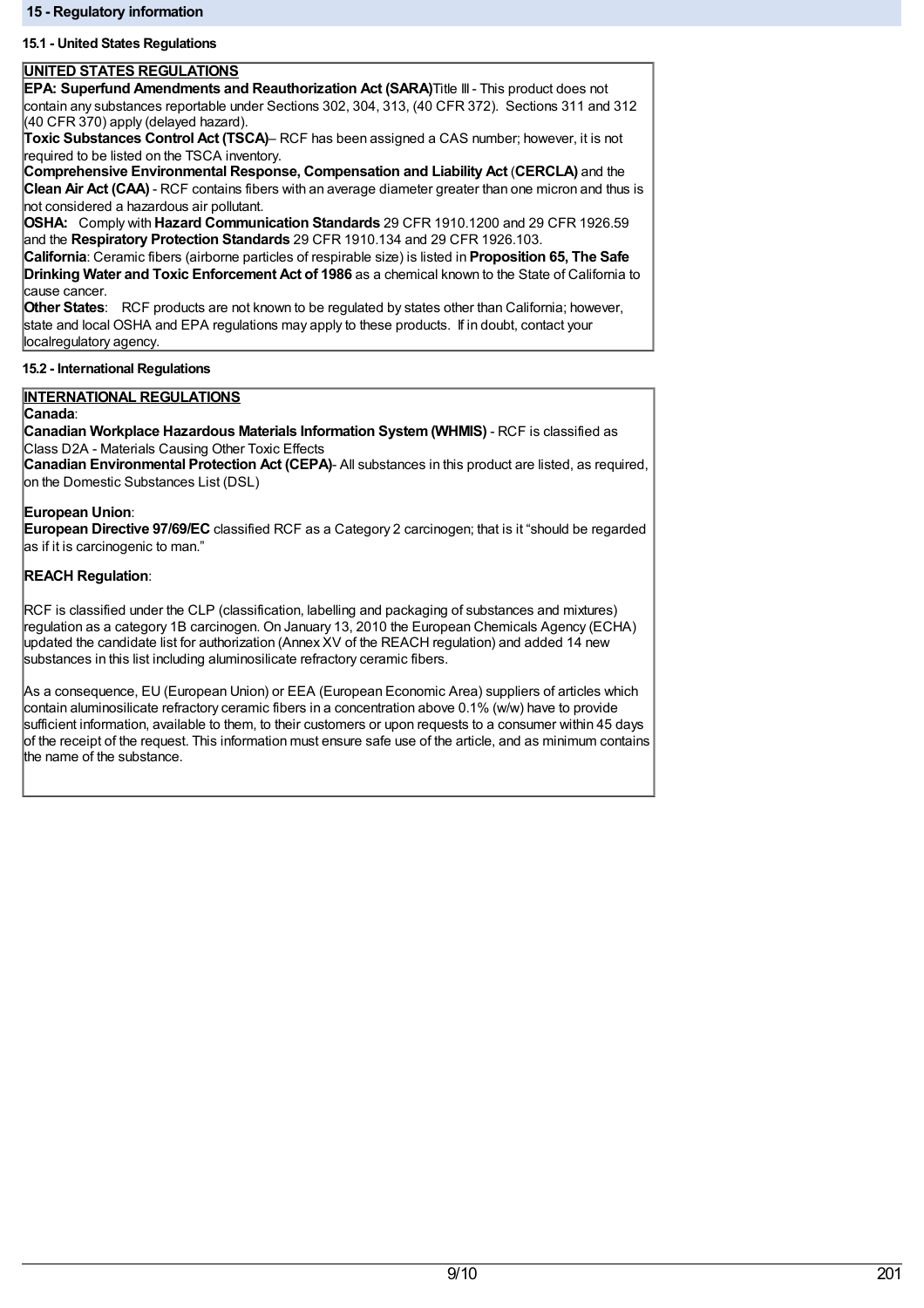## 15 - Regulatory information

### 15.1 - United States Regulations

**UNITED STATES REGULATIONS**

**EPA: Superfund Amendments and Reauthorization Act (SARA)**Title III - This product does not contain any substances reportable under Sections 302, 304, 313, (40 CFR 372). Sections 311 and 312 (40 CFR 370) apply (delayed hazard).

**Toxic Substances Control Act (TSCA)**– RCF has been assigned a CAS number; however, it is not required to be listed on the TSCA inventory.

**Comprehensive Environmental Response, Compensation and Liability Act** (**CERCLA)** and the **Clean Air Act (CAA)** - RCF contains fibers with an average diameter greater than one micron and thus is not considered a hazardous air pollutant.

**OSHA:** Comply with **Hazard Communication Standards** 29 CFR 1910.1200 and 29 CFR 1926.59 and the **Respiratory Protection Standards** 29 CFR 1910.134 and 29 CFR 1926.103.

**California**: Ceramic fibers (airborne particles of respirable size) is listed in **Proposition 65, The Safe Drinking Water and Toxic Enforcement Act of 1986** as a chemical known to the State of California to cause cancer.

**Other States**: RCF products are not known to be regulated by states other than California; however, state and local OSHA and EPA regulations may apply to these products. If in doubt, contact your localregulatory agency.

### 15.2 - International Regulations

**INTERNATIONAL REGULATIONS**

**Canada**:

**Canadian Workplace Hazardous Materials Information System (WHMIS)** - RCF is classified as Class D2A - Materials Causing Other Toxic Effects

**Canadian Environmental Protection Act (CEPA)**- All substances in this product are listed, as required, on the Domestic Substances List (DSL)

**European Union**:

**European Directive 97/69/EC** classified RCF as a Category 2 carcinogen; that is it "should be regarded as if it is carcinogenic to man."

**REACH Regulation**:

RCF is classified under the CLP (classification, labelling and packaging of substances and mixtures) regulation as a category 1B carcinogen. On January 13, 2010 the European Chemicals Agency (ECHA) updated the candidate list for authorization (Annex XV of the REACH regulation) and added 14 new substances in this list including aluminosilicate refractory ceramic fibers.

As a consequence, EU (European Union) or EEA (European Economic Area) suppliers of articles which contain aluminosilicate refractory ceramic fibers in a concentration above 0.1% (w/w) have to provide sufficient information, available to them, to their customers or upon requests to a consumer within 45 days of the receipt of the request. This information must ensure safe use of the article, and as minimum contains the name of the substance.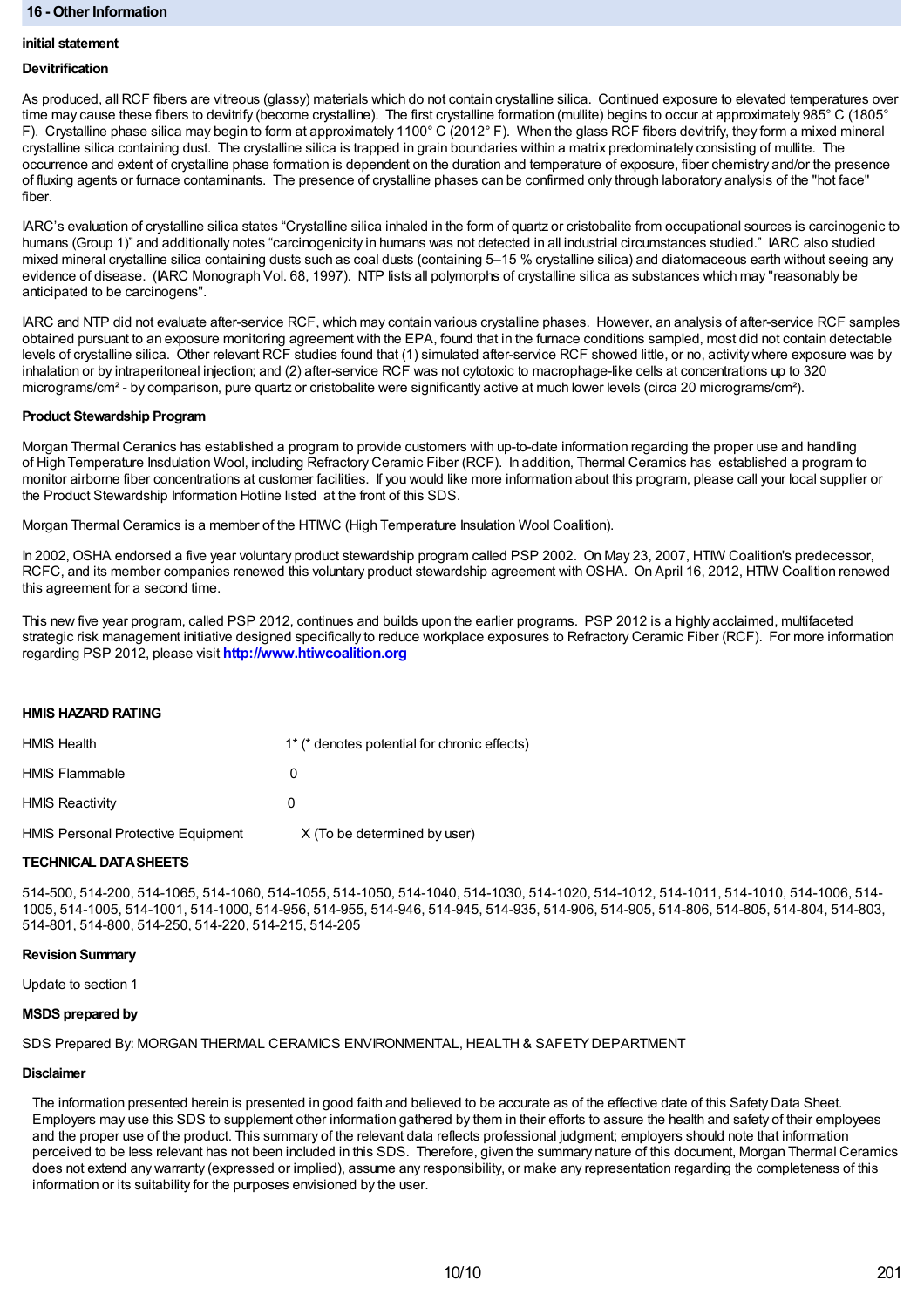## 16 - Other Information

**initial statement**

**Devitrification**

As produced, all RCF fibers are vitreous (glassy) materials which do not contain crystalline silica. Continued exposure to elevated temperatures over time may cause these fibers to devitrify (become crystalline). The first crystalline formation (mullite) begins to occur at approximately 985° C (1805° F). Crystalline phase silica may begin to form at approximately 1100° C (2012° F). When the glass RCF fibers devitrify, they form a mixed mineral crystalline silica containing dust. The crystalline silica is trapped in grain boundaries within a matrix predominately consisting of mullite. The occurrence and extent of crystalline phase formation is dependent on the duration and temperature of exposure, fiber chemistry and/or the presence of fluxing agents or furnace contaminants. The presence of crystalline phases can be confirmed only through laboratory analysis of the "hot face" fiber.

IARC's evaluation of crystalline silica states "Crystalline silica inhaled in the form of quartz or cristobalite from occupational sources is carcinogenic to humans (Group 1)" and additionally notes "carcinogenicity in humans was not detected in all industrial circumstances studied." IARC also studied mixed mineral crystalline silica containing dusts such as coal dusts (containing 5–15 % crystalline silica) and diatomaceous earth without seeing any evidence of disease. (IARC Monograph Vol. 68, 1997). NTP lists all polymorphs of crystalline silica as substances which may "reasonably be anticipated to be carcinogens".

IARC and NTP did not evaluate after-service RCF, which may contain various crystalline phases. However, an analysis of after-service RCF samples obtained pursuant to an exposure monitoring agreement with the EPA, found that in the furnace conditions sampled, most did not contain detectable levels of crystalline silica. Other relevant RCF studies found that (1) simulated after-service RCF showed little, or no, activity where exposure was by inhalation or by intraperitoneal injection; and (2) after-service RCF was not cytotoxic to macrophage-like cells at concentrations up to 320 micrograms/cm² - by comparison, pure quartz or cristobalite were significantly active at much lower levels (circa 20 micrograms/cm²).

**Product Stewardship Program**

Morgan Thermal Ceranics has established a program to provide customers with up-to-date information regarding the proper use and handling of High Temperature Insdulation Wool, including Refractory Ceramic Fiber (RCF). In addition, Thermal Ceramics has established a program to monitor airborne fiber concentrations at customer facilities. If you would like more information about this program, please call your local supplier or the Product Stewardship Information Hotline listed at the front of this SDS.

Morgan Thermal Ceramics is a member of the HTIWC (High Temperature Insulation Wool Coalition).

In 2002, OSHA endorsed a five year voluntary product stewardship program called PSP 2002. On May 23, 2007, HTIW Coalition's predecessor, RCFC, and its member companies renewed this voluntary product stewardship agreement with OSHA. On April 16, 2012, HTIW Coalition renewed this agreement for a second time.

This new five year program, called PSP 2012, continues and builds upon the earlier programs. PSP 2012 is a highly acclaimed, multifaceted strategic risk management initiative designed specifically to reduce workplace exposures to Refractory Ceramic Fiber (RCF). For more information regarding PSP 2012, please visit **http://www.htiwcoalition.org**

**HMIS HAZARD RATING**

| | |
|---|---|
| HMIS Health | 1* (* denotes potential for chronic effects) |
| HMIS Flammable | 0 |
| HMIS Reactivity | 0 |
| HMIS Personal Protective Equipment | X (To be determined by user) |

**TECHNICAL DATA SHEETS**

514-500, 514-200, 514-1065, 514-1060, 514-1055, 514-1050, 514-1040, 514-1030, 514-1020, 514-1012, 514-1011, 514-1010, 514-1006, 514-1005, 514-1005, 514-1001, 514-1000, 514-956, 514-955, 514-946, 514-945, 514-935, 514-906, 514-905, 514-806, 514-805, 514-804, 514-803, 514-801, 514-800, 514-250, 514-220, 514-215, 514-205

**Revision Summary**

Update to section 1

**MSDS prepared by**

SDS Prepared By: MORGAN THERMAL CERAMICS ENVIRONMENTAL, HEALTH & SAFETY DEPARTMENT

**Disclaimer**

The information presented herein is presented in good faith and believed to be accurate as of the effective date of this Safety Data Sheet. Employers may use this SDS to supplement other information gathered by them in their efforts to assure the health and safety of their employees and the proper use of the product. This summary of the relevant data reflects professional judgment; employers should note that information perceived to be less relevant has not been included in this SDS. Therefore, given the summary nature of this document, Morgan Thermal Ceramics does not extend any warranty (expressed or implied), assume any responsibility, or make any representation regarding the completeness of this information or its suitability for the purposes envisioned by the user.